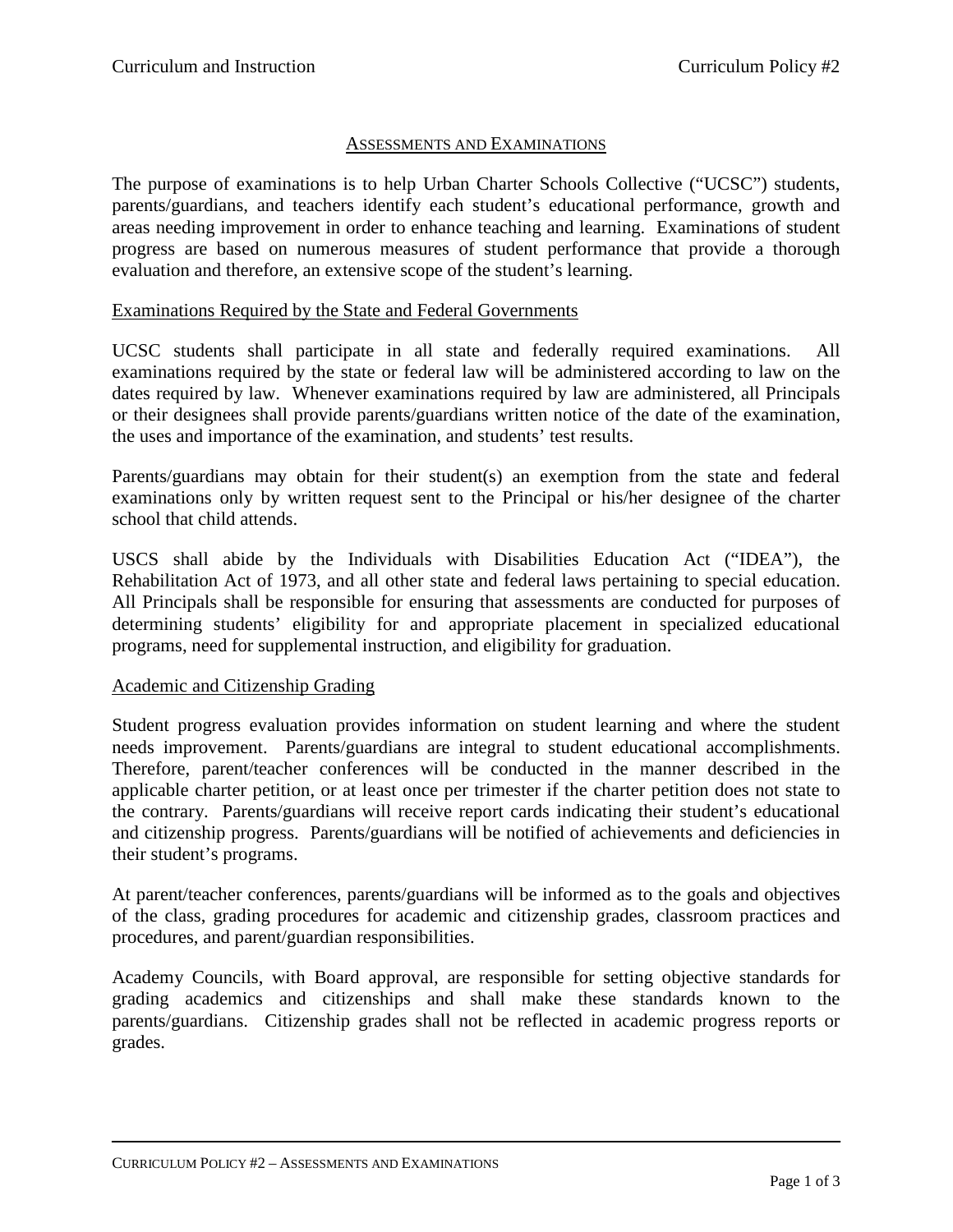# Assessments and Examinations

The purpose of examinations is to help Urban Charter Schools Collective ("UCSC") students, parents/guardians, and teachers identify each student's educational performance, growth and areas needing improvement in order to enhance teaching and learning. Examinations of student progress are based on numerous measures of student performance that provide a thorough evaluation and therefore, an extensive scope of the student's learning.

## Examinations Required by the State and Federal Governments

UCSC students shall participate in all state and federally required examinations. All examinations required by the state or federal law will be administered according to law on the dates required by law. Whenever examinations required by law are administered, all Principals or their designees shall provide parents/guardians written notice of the date of the examination, the uses and importance of the examination, and students' test results.

Parents/guardians may obtain for their student(s) an exemption from the state and federal examinations only by written request sent to the Principal or his/her designee of the charter school that child attends.

USCS shall abide by the Individuals with Disabilities Education Act ("IDEA"), the Rehabilitation Act of 1973, and all other state and federal laws pertaining to special education. All Principals shall be responsible for ensuring that assessments are conducted for purposes of determining students' eligibility for and appropriate placement in specialized educational programs, need for supplemental instruction, and eligibility for graduation.

## Academic and Citizenship Grading

Student progress evaluation provides information on student learning and where the student needs improvement. Parents/guardians are integral to student educational accomplishments. Therefore, parent/teacher conferences will be conducted in the manner described in the applicable charter petition, or at least once per trimester if the charter petition does not state to the contrary. Parents/guardians will receive report cards indicating their student's educational and citizenship progress. Parents/guardians will be notified of achievements and deficiencies in their student's programs.

At parent/teacher conferences, parents/guardians will be informed as to the goals and objectives of the class, grading procedures for academic and citizenship grades, classroom practices and procedures, and parent/guardian responsibilities.

Academy Councils, with Board approval, are responsible for setting objective standards for grading academics and citizenships and shall make these standards known to the parents/guardians. Citizenship grades shall not be reflected in academic progress reports or grades.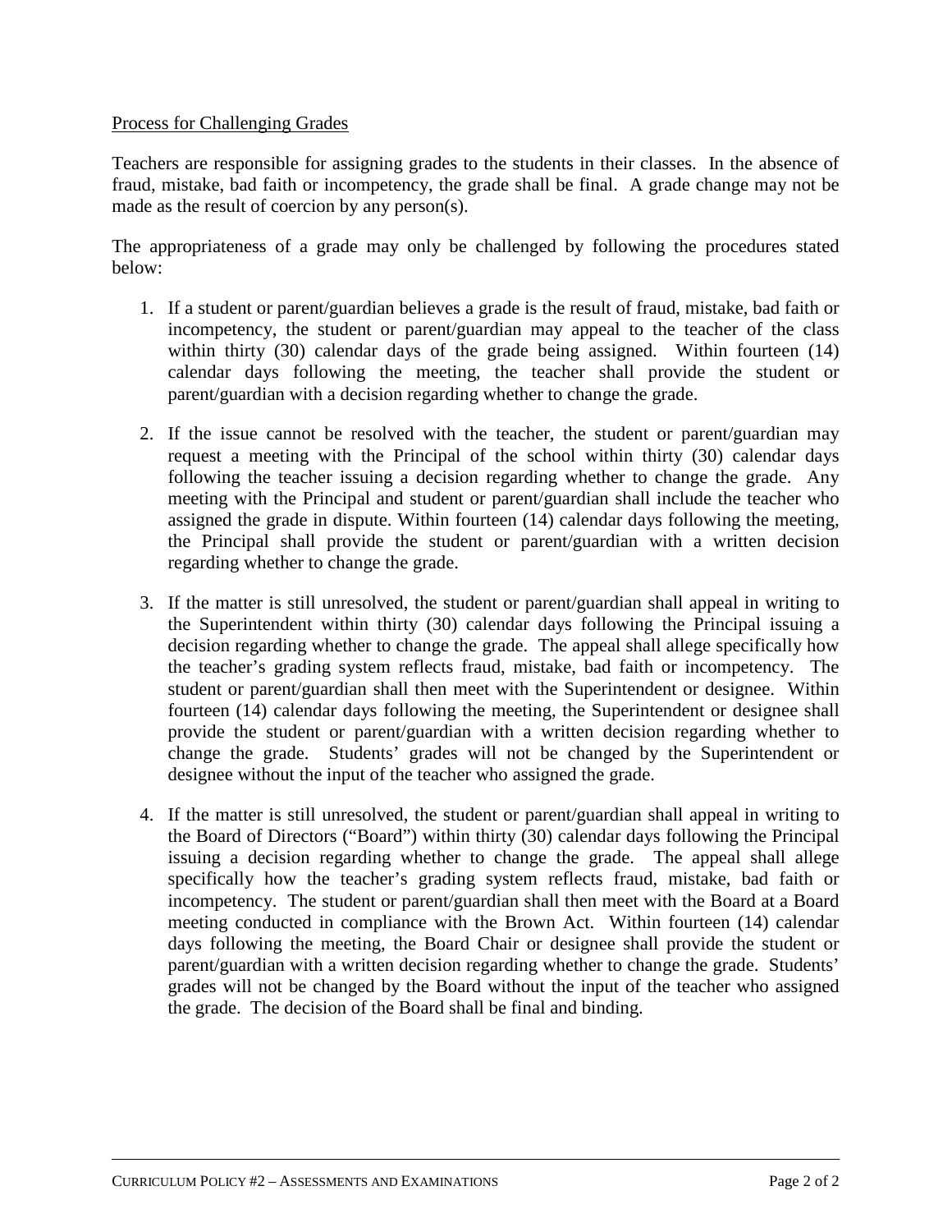Process for Challenging Grades

Teachers are responsible for assigning grades to the students in their classes. In the absence of fraud, mistake, bad faith or incompetency, the grade shall be final. A grade change may not be made as the result of coercion by any person(s).

The appropriateness of a grade may only be challenged by following the procedures stated below:

1. If a student or parent/guardian believes a grade is the result of fraud, mistake, bad faith or incompetency, the student or parent/guardian may appeal to the teacher of the class within thirty (30) calendar days of the grade being assigned. Within fourteen (14) calendar days following the meeting, the teacher shall provide the student or parent/guardian with a decision regarding whether to change the grade.

2. If the issue cannot be resolved with the teacher, the student or parent/guardian may request a meeting with the Principal of the school within thirty (30) calendar days following the teacher issuing a decision regarding whether to change the grade. Any meeting with the Principal and student or parent/guardian shall include the teacher who assigned the grade in dispute. Within fourteen (14) calendar days following the meeting, the Principal shall provide the student or parent/guardian with a written decision regarding whether to change the grade.

3. If the matter is still unresolved, the student or parent/guardian shall appeal in writing to the Superintendent within thirty (30) calendar days following the Principal issuing a decision regarding whether to change the grade. The appeal shall allege specifically how the teacher's grading system reflects fraud, mistake, bad faith or incompetency. The student or parent/guardian shall then meet with the Superintendent or designee. Within fourteen (14) calendar days following the meeting, the Superintendent or designee shall provide the student or parent/guardian with a written decision regarding whether to change the grade. Students' grades will not be changed by the Superintendent or designee without the input of the teacher who assigned the grade.

4. If the matter is still unresolved, the student or parent/guardian shall appeal in writing to the Board of Directors ("Board") within thirty (30) calendar days following the Principal issuing a decision regarding whether to change the grade. The appeal shall allege specifically how the teacher's grading system reflects fraud, mistake, bad faith or incompetency. The student or parent/guardian shall then meet with the Board at a Board meeting conducted in compliance with the Brown Act. Within fourteen (14) calendar days following the meeting, the Board Chair or designee shall provide the student or parent/guardian with a written decision regarding whether to change the grade. Students' grades will not be changed by the Board without the input of the teacher who assigned the grade. The decision of the Board shall be final and binding.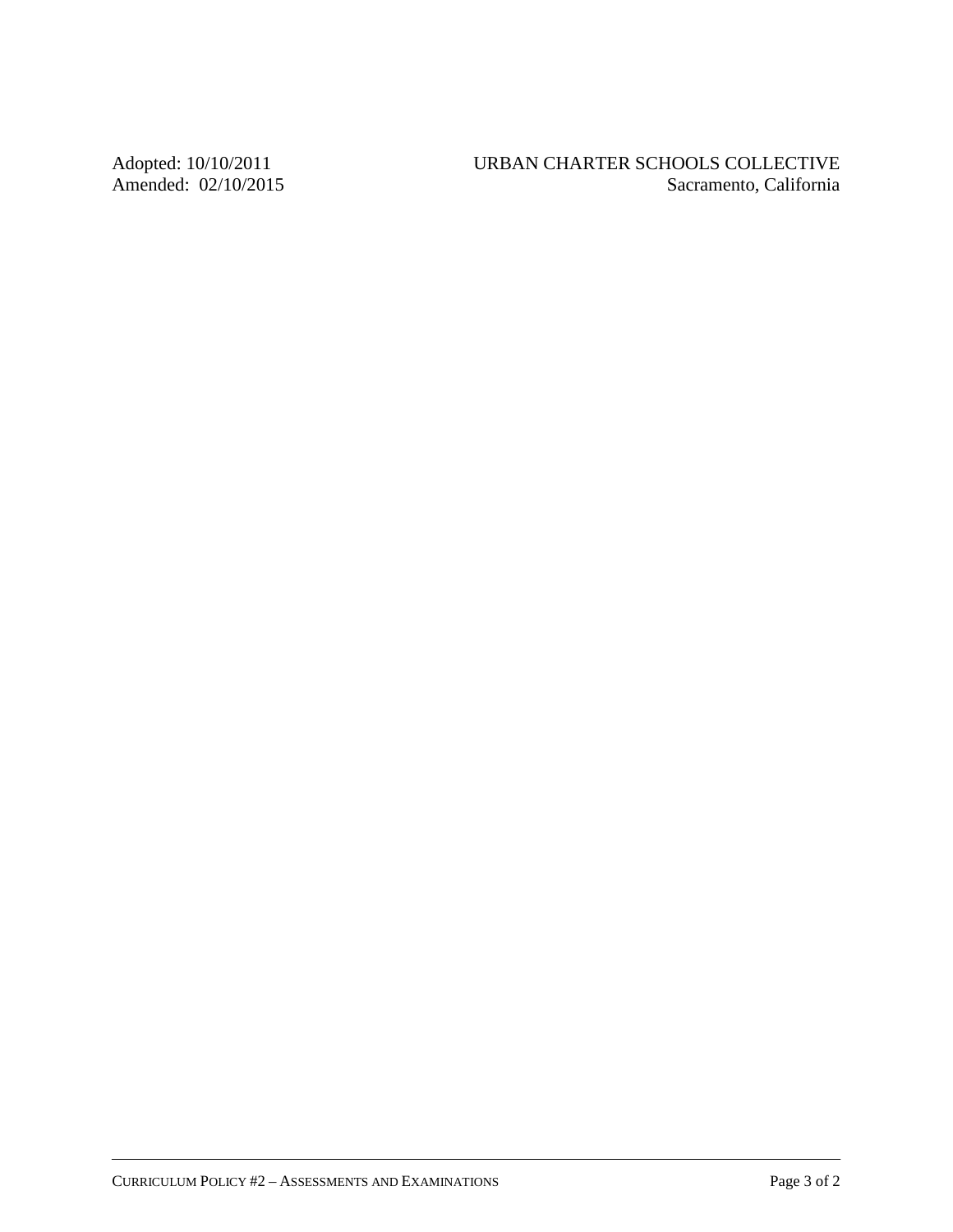Adopted: 10/10/2011
Amended: 02/10/2015

URBAN CHARTER SCHOOLS COLLECTIVE
Sacramento, California